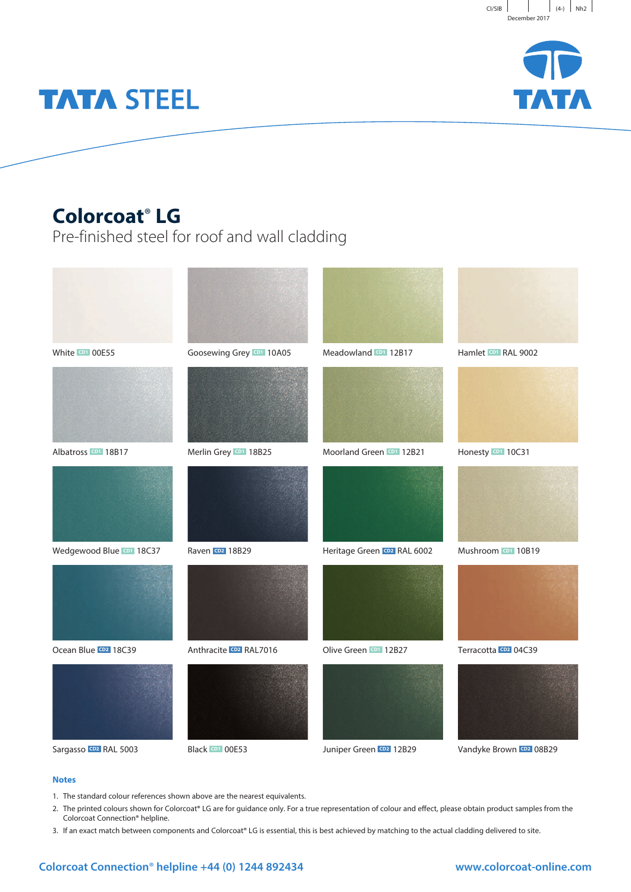CI/SfB | | (4-) | Nh2

December 2017

TATA STEEL

TATA

# Colorcoat® LG

Pre-finished steel for roof and wall cladding

White CD1 00E55

Goosewing Grey CD1 10A05

Meadowland CD1 12B17

Hamlet CD1 RAL 9002

Albatross CD1 18B17

Merlin Grey CD1 18B25

Moorland Green CD1 12B21

Honesty CD1 10C31

Wedgewood Blue CD1 18C37

Raven CD2 18B29

Heritage Green CD2 RAL 6002

Mushroom CD1 10B19

Ocean Blue CD2 18C39

Anthracite CD2 RAL7016

Olive Green CD1 12B27

Terracotta CD2 04C39

Sargasso CD2 RAL 5003

Black CD1 00E53

Juniper Green CD2 12B29

Vandyke Brown CD2 08B29

**Notes**

1. The standard colour references shown above are the nearest equivalents.
2. The printed colours shown for Colorcoat® LG are for guidance only. For a true representation of colour and effect, please obtain product samples from the Colorcoat Connection® helpline.
3. If an exact match between components and Colorcoat® LG is essential, this is best achieved by matching to the actual cladding delivered to site.

Colorcoat Connection® helpline +44 (0) 1244 892434

www.colorcoat-online.com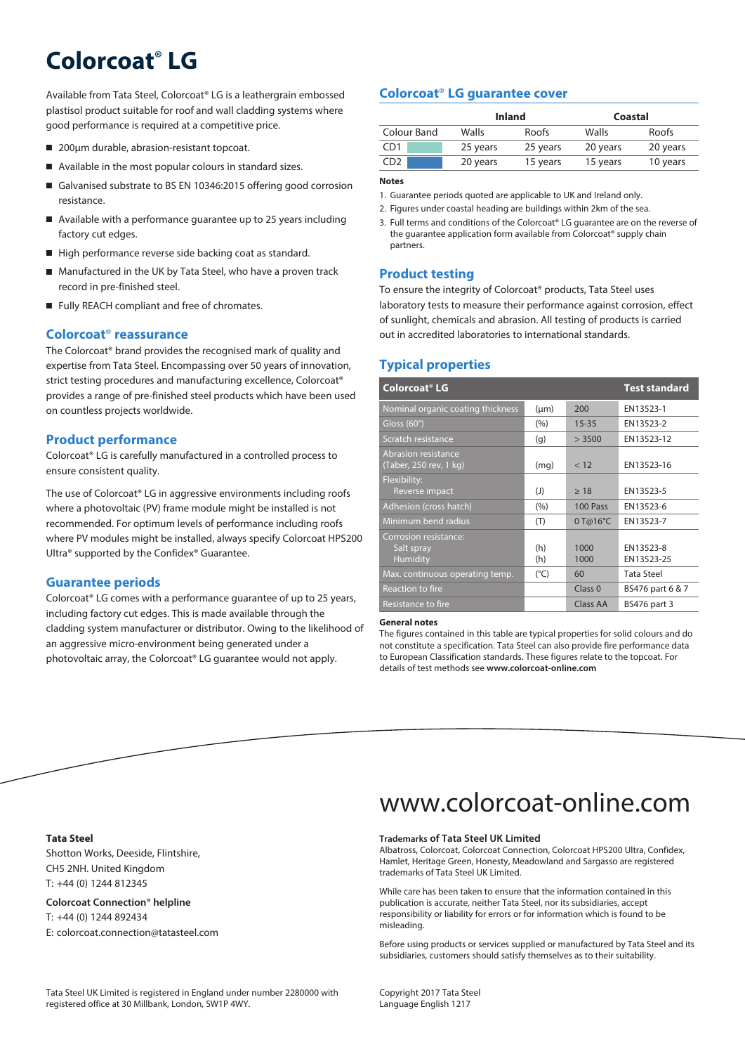# Colorcoat® LG

Available from Tata Steel, Colorcoat® LG is a leathergrain embossed plastisol product suitable for roof and wall cladding systems where good performance is required at a competitive price.

- 200μm durable, abrasion-resistant topcoat.
- Available in the most popular colours in standard sizes.
- Galvanised substrate to BS EN 10346:2015 offering good corrosion resistance.
- Available with a performance guarantee up to 25 years including factory cut edges.
- High performance reverse side backing coat as standard.
- Manufactured in the UK by Tata Steel, who have a proven track record in pre-finished steel.
- Fully REACH compliant and free of chromates.

## Colorcoat® reassurance

The Colorcoat® brand provides the recognised mark of quality and expertise from Tata Steel. Encompassing over 50 years of innovation, strict testing procedures and manufacturing excellence, Colorcoat® provides a range of pre-finished steel products which have been used on countless projects worldwide.

## Product performance

Colorcoat® LG is carefully manufactured in a controlled process to ensure consistent quality.

The use of Colorcoat® LG in aggressive environments including roofs where a photovoltaic (PV) frame module might be installed is not recommended. For optimum levels of performance including roofs where PV modules might be installed, always specify Colorcoat HPS200 Ultra® supported by the Confidex® Guarantee.

## Guarantee periods

Colorcoat® LG comes with a performance guarantee of up to 25 years, including factory cut edges. This is made available through the cladding system manufacturer or distributor. Owing to the likelihood of an aggressive micro-environment being generated under a photovoltaic array, the Colorcoat® LG guarantee would not apply.

## Colorcoat® LG guarantee cover

| | Inland | | Coastal | |
|---|---|---|---|---|
| Colour Band | Walls | Roofs | Walls | Roofs |
| CD1 | 25 years | 25 years | 20 years | 20 years |
| CD2 | 20 years | 15 years | 15 years | 10 years |

**Notes**

1. Guarantee periods quoted are applicable to UK and Ireland only.
2. Figures under coastal heading are buildings within 2km of the sea.
3. Full terms and conditions of the Colorcoat® LG guarantee are on the reverse of the guarantee application form available from Colorcoat® supply chain partners.

## Product testing

To ensure the integrity of Colorcoat® products, Tata Steel uses laboratory tests to measure their performance against corrosion, effect of sunlight, chemicals and abrasion. All testing of products is carried out in accredited laboratories to international standards.

## Typical properties

| Colorcoat® LG | | | Test standard |
|---|---|---|---|
| Nominal organic coating thickness | (μm) | 200 | EN13523-1 |
| Gloss (60°) | (%) | 15-35 | EN13523-2 |
| Scratch resistance | (g) | > 3500 | EN13523-12 |
| Abrasion resistance (Taber, 250 rev, 1 kg) | (mg) | < 12 | EN13523-16 |
| Flexibility: Reverse impact | (J) | ≥ 18 | EN13523-5 |
| Adhesion (cross hatch) | (%) | 100 Pass | EN13523-6 |
| Minimum bend radius | (T) | 0 T@16°C | EN13523-7 |
| Corrosion resistance: Salt spray | (h) | 1000 | EN13523-8 |
| Corrosion resistance: Humidity | (h) | 1000 | EN13523-25 |
| Max. continuous operating temp. | (°C) | 60 | Tata Steel |
| Reaction to fire | | Class 0 | BS476 part 6 & 7 |
| Resistance to fire | | Class AA | BS476 part 3 |

**General notes**

The figures contained in this table are typical properties for solid colours and do not constitute a specification. Tata Steel can also provide fire performance data to European Classification standards. These figures relate to the topcoat. For details of test methods see **www.colorcoat-online.com**

# www.colorcoat-online.com

**Tata Steel**
Shotton Works, Deeside, Flintshire,
CH5 2NH. United Kingdom
T: +44 (0) 1244 812345

**Colorcoat Connection® helpline**
T: +44 (0) 1244 892434
E: colorcoat.connection@tatasteel.com

**Trademarks of Tata Steel UK Limited**
Albatross, Colorcoat, Colorcoat Connection, Colorcoat HPS200 Ultra, Confidex, Hamlet, Heritage Green, Honesty, Meadowland and Sargasso are registered trademarks of Tata Steel UK Limited.

While care has been taken to ensure that the information contained in this publication is accurate, neither Tata Steel, nor its subsidiaries, accept responsibility or liability for errors or for information which is found to be misleading.

Before using products or services supplied or manufactured by Tata Steel and its subsidiaries, customers should satisfy themselves as to their suitability.

Tata Steel UK Limited is registered in England under number 2280000 with registered office at 30 Millbank, London, SW1P 4WY.

Copyright 2017 Tata Steel
Language English 1217